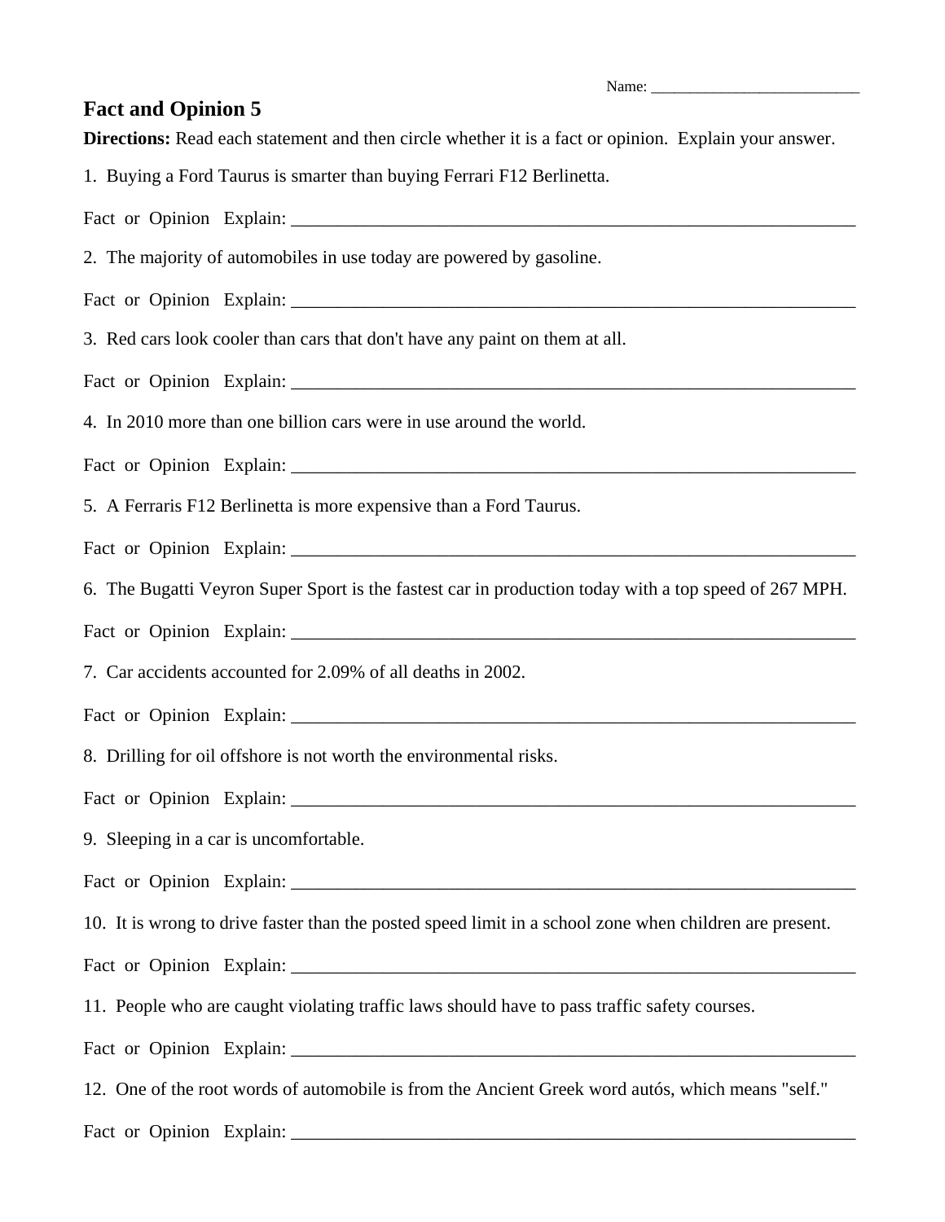Name: ___________________________

# Fact and Opinion 5

**Directions:** Read each statement and then circle whether it is a fact or opinion. Explain your answer.

1. Buying a Ford Taurus is smarter than buying Ferrari F12 Berlinetta.

Fact or Opinion Explain: _________________________________________________________________

2. The majority of automobiles in use today are powered by gasoline.

Fact or Opinion Explain: _________________________________________________________________

3. Red cars look cooler than cars that don't have any paint on them at all.

Fact or Opinion Explain: _________________________________________________________________

4. In 2010 more than one billion cars were in use around the world.

Fact or Opinion Explain: _________________________________________________________________

5. A Ferraris F12 Berlinetta is more expensive than a Ford Taurus.

Fact or Opinion Explain: _________________________________________________________________

6. The Bugatti Veyron Super Sport is the fastest car in production today with a top speed of 267 MPH.

Fact or Opinion Explain: _________________________________________________________________

7. Car accidents accounted for 2.09% of all deaths in 2002.

Fact or Opinion Explain: _________________________________________________________________

8. Drilling for oil offshore is not worth the environmental risks.

Fact or Opinion Explain: _________________________________________________________________

9. Sleeping in a car is uncomfortable.

Fact or Opinion Explain: _________________________________________________________________

10. It is wrong to drive faster than the posted speed limit in a school zone when children are present.

Fact or Opinion Explain: _________________________________________________________________

11. People who are caught violating traffic laws should have to pass traffic safety courses.

Fact or Opinion Explain: _________________________________________________________________

12. One of the root words of automobile is from the Ancient Greek word autós, which means "self."

Fact or Opinion Explain: _________________________________________________________________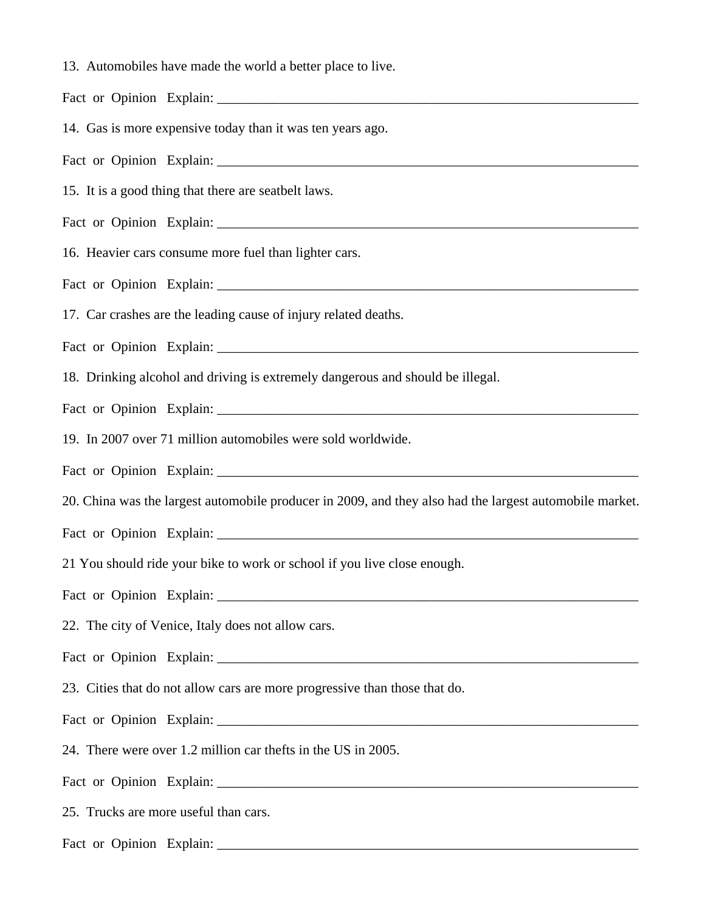13. Automobiles have made the world a better place to live.

Fact or Opinion Explain: ___________________________________________________________________

14. Gas is more expensive today than it was ten years ago.

Fact or Opinion Explain: ___________________________________________________________________

15. It is a good thing that there are seatbelt laws.

Fact or Opinion Explain: ___________________________________________________________________

16. Heavier cars consume more fuel than lighter cars.

Fact or Opinion Explain: ___________________________________________________________________

17. Car crashes are the leading cause of injury related deaths.

Fact or Opinion Explain: ___________________________________________________________________

18. Drinking alcohol and driving is extremely dangerous and should be illegal.

Fact or Opinion Explain: ___________________________________________________________________

19. In 2007 over 71 million automobiles were sold worldwide.

Fact or Opinion Explain: ___________________________________________________________________

20. China was the largest automobile producer in 2009, and they also had the largest automobile market.

Fact or Opinion Explain: ___________________________________________________________________

21 You should ride your bike to work or school if you live close enough.

Fact or Opinion Explain: ___________________________________________________________________

22. The city of Venice, Italy does not allow cars.

Fact or Opinion Explain: ___________________________________________________________________

23. Cities that do not allow cars are more progressive than those that do.

Fact or Opinion Explain: ___________________________________________________________________

24. There were over 1.2 million car thefts in the US in 2005.

Fact or Opinion Explain: ___________________________________________________________________

25. Trucks are more useful than cars.

Fact or Opinion Explain: ___________________________________________________________________